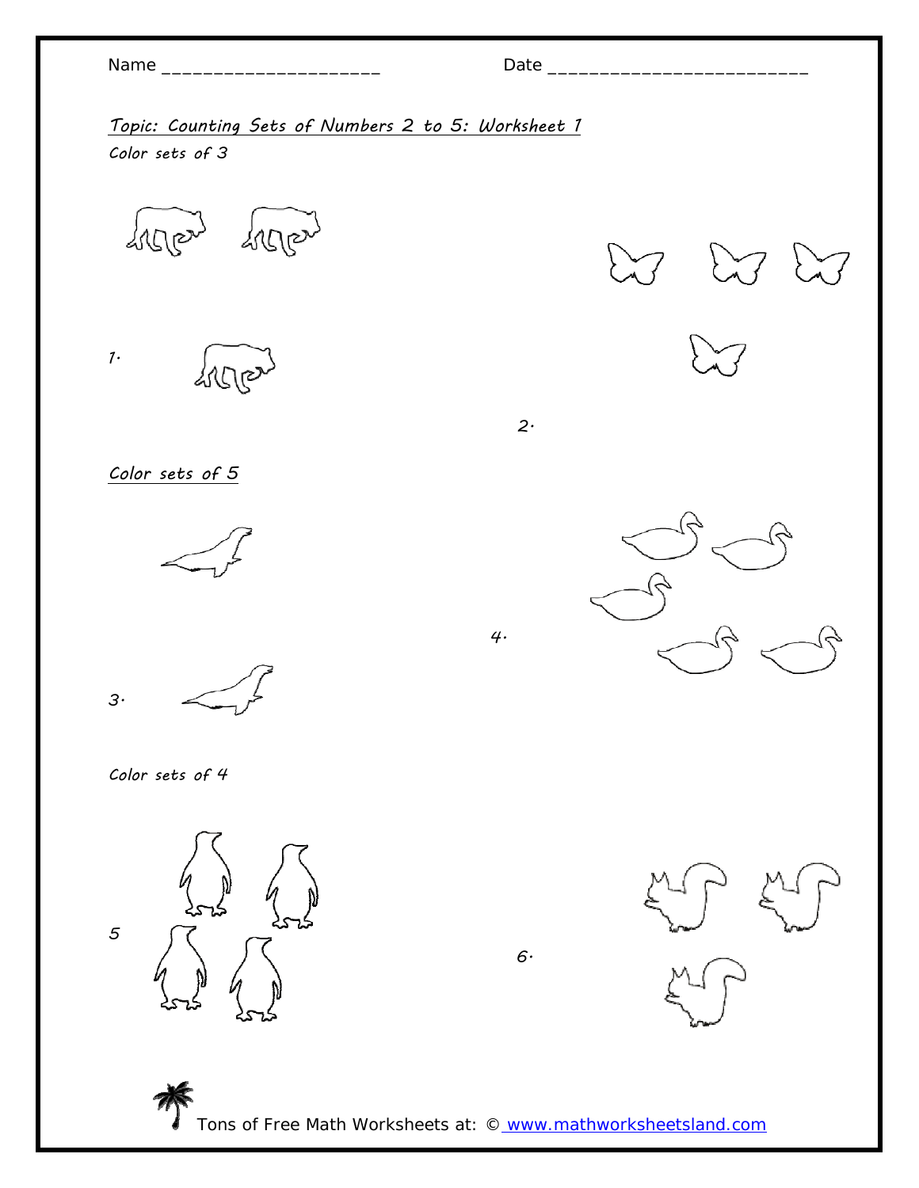Name ____________________ Date ________________________

*Topic: Counting Sets of Numbers 2 to 5: Worksheet 1*

*Color sets of 3*

1.

2.

*Color sets of 5*

3.

4.

*Color sets of 4*

5

6.

Tons of Free Math Worksheets at: © www.mathworksheetsland.com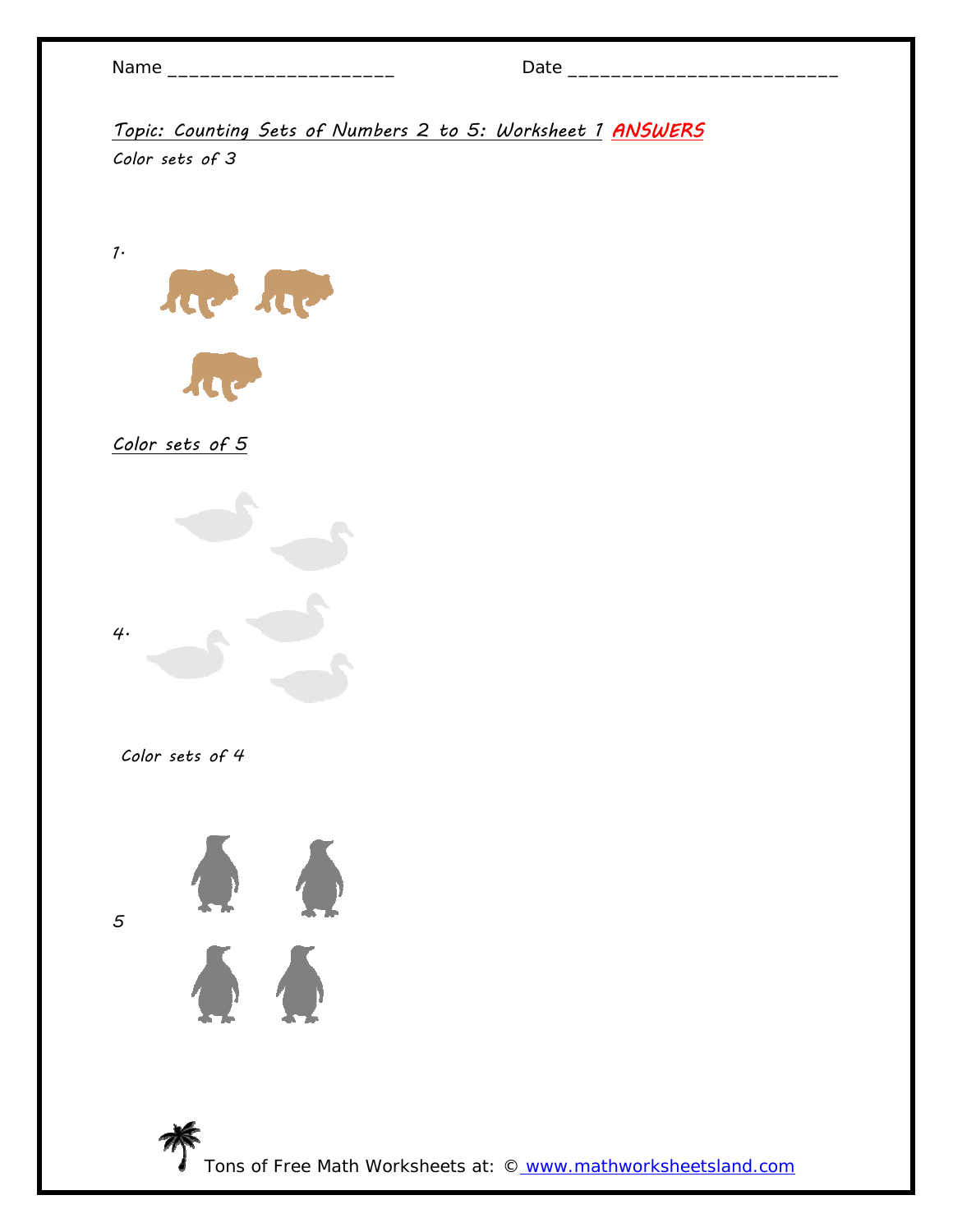Name ____________________ Date ________________________

*Topic: Counting Sets of Numbers 2 to 5: Worksheet 1* ***ANSWERS***

*Color sets of 3*

1.

*Color sets of 5*

4.

*Color sets of 4*

5

Tons of Free Math Worksheets at: © www.mathworksheetsland.com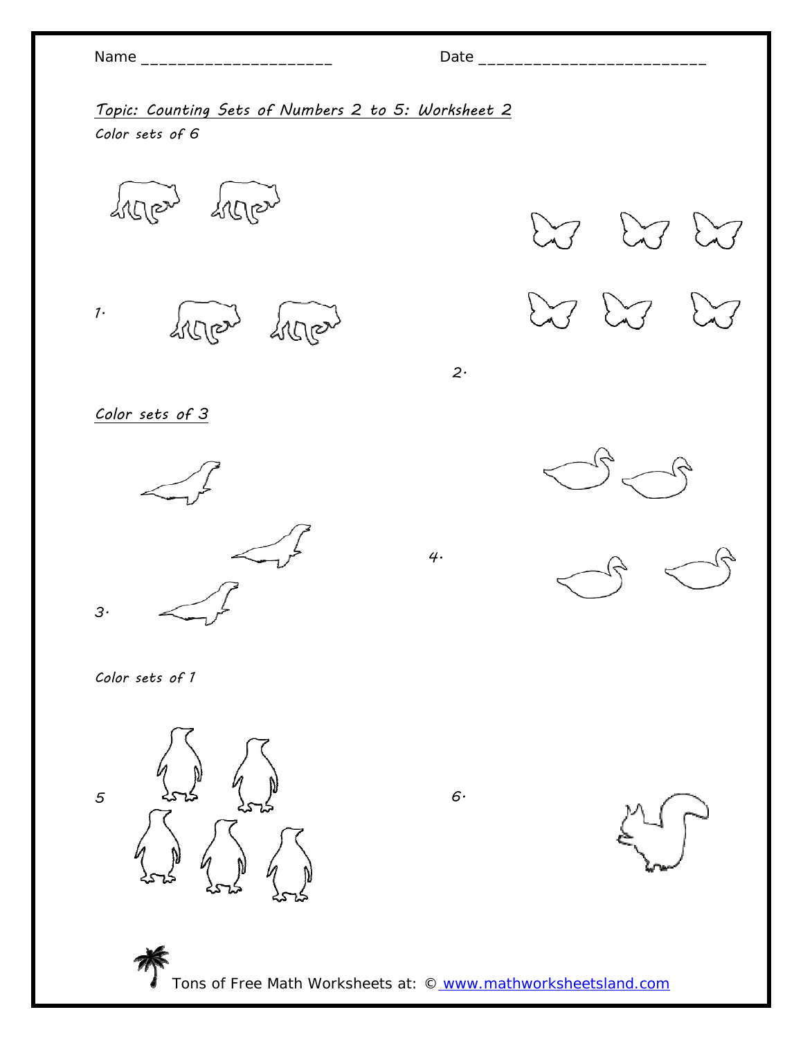Name _____________________ Date _________________________

*Topic: Counting Sets of Numbers 2 to 5: Worksheet 2*

*Color sets of 6*

1.

2.

*Color sets of 3*

3.

4.

*Color sets of 7*

5

6.

Tons of Free Math Worksheets at: © www.mathworksheetsland.com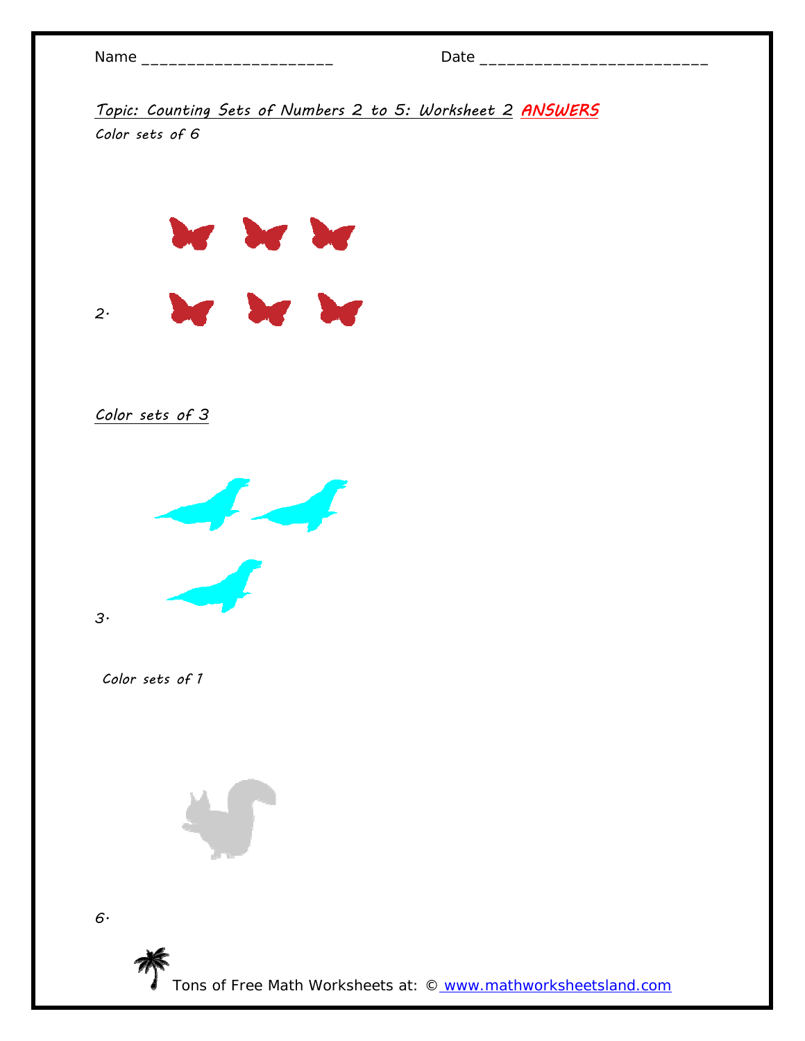Name ____________________ Date _________________________

*Topic: Counting Sets of Numbers 2 to 5: Worksheet 2* ***ANSWERS***

*Color sets of 6*

2.

*Color sets of 3*

3.

*Color sets of 1*

6.

Tons of Free Math Worksheets at: © www.mathworksheetsland.com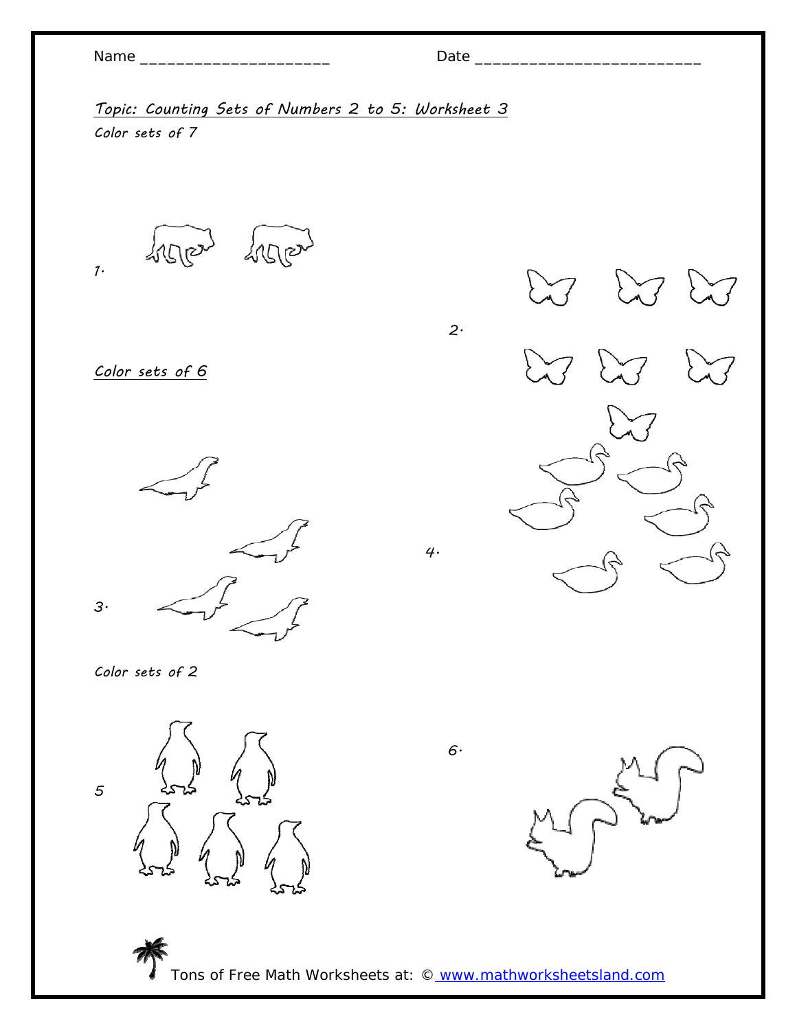Name ____________________ Date ________________________

*Topic: Counting Sets of Numbers 2 to 5: Worksheet 3*

*Color sets of 7*

1.

2.

*Color sets of 6*

3.

4.

*Color sets of 2*

5

6.

Tons of Free Math Worksheets at: © [www.mathworksheetsland.com](http://www.mathworksheetsland.com)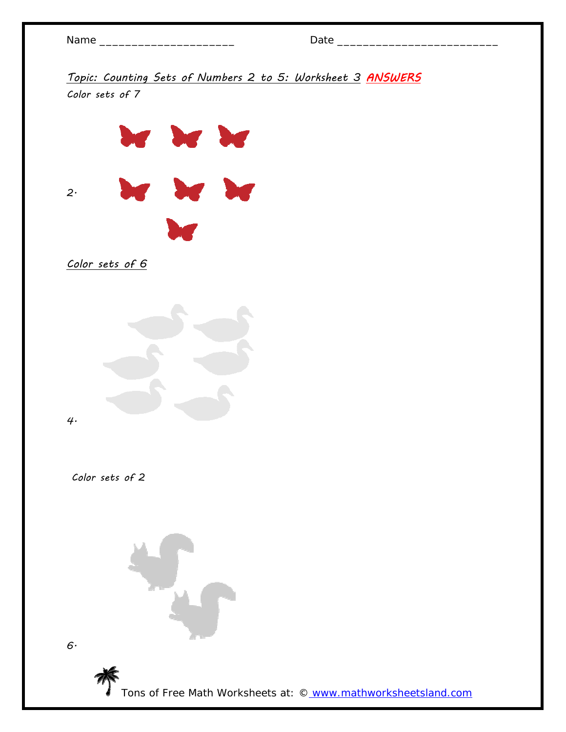Name ____________________ Date ________________________

*Topic: Counting Sets of Numbers 2 to 5: Worksheet 3* ***ANSWERS***

*Color sets of 7*

2.

*Color sets of 6*

4.

*Color sets of 2*

6.

Tons of Free Math Worksheets at: © www.mathworksheetsland.com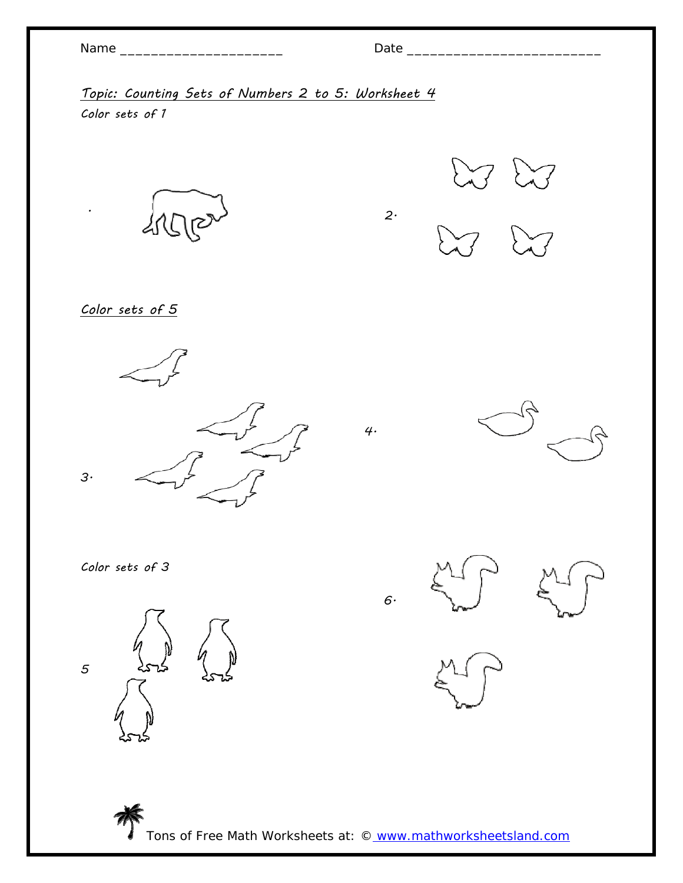Name ____________________ Date ________________________

## *Topic: Counting Sets of Numbers 2 to 5: Worksheet 4*

*Color sets of 1*

.

2.

*Color sets of 5*

3.

4.

*Color sets of 3*

5

6.

Tons of Free Math Worksheets at: © www.mathworksheetsland.com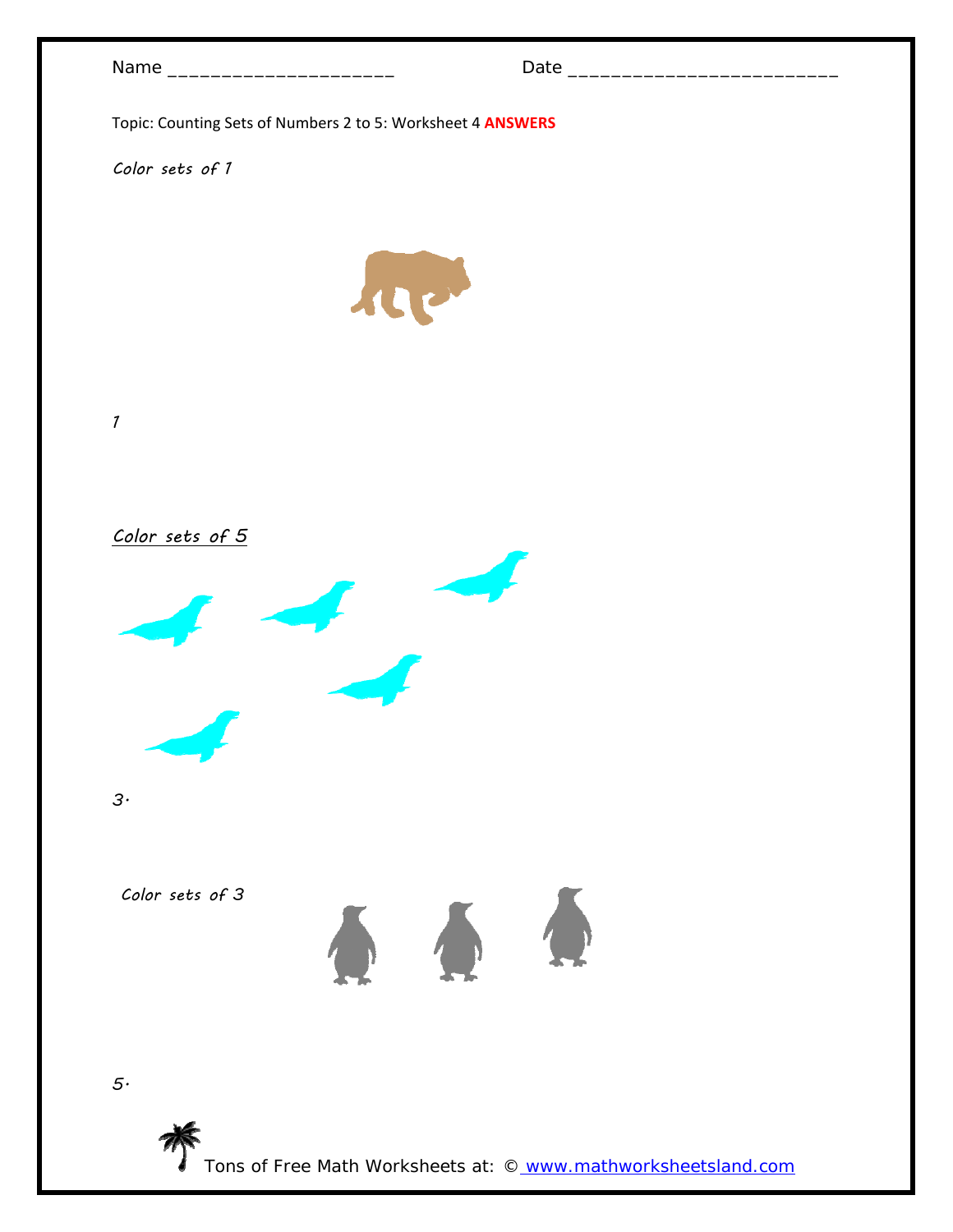Name ____________________ Date ________________________

Topic: Counting Sets of Numbers 2 to 5: Worksheet 4 **ANSWERS**

*Color sets of 1*

*1*

*Color sets of 5*

*3.*

*Color sets of 3*

*5.*

Tons of Free Math Worksheets at: © www.mathworksheetsland.com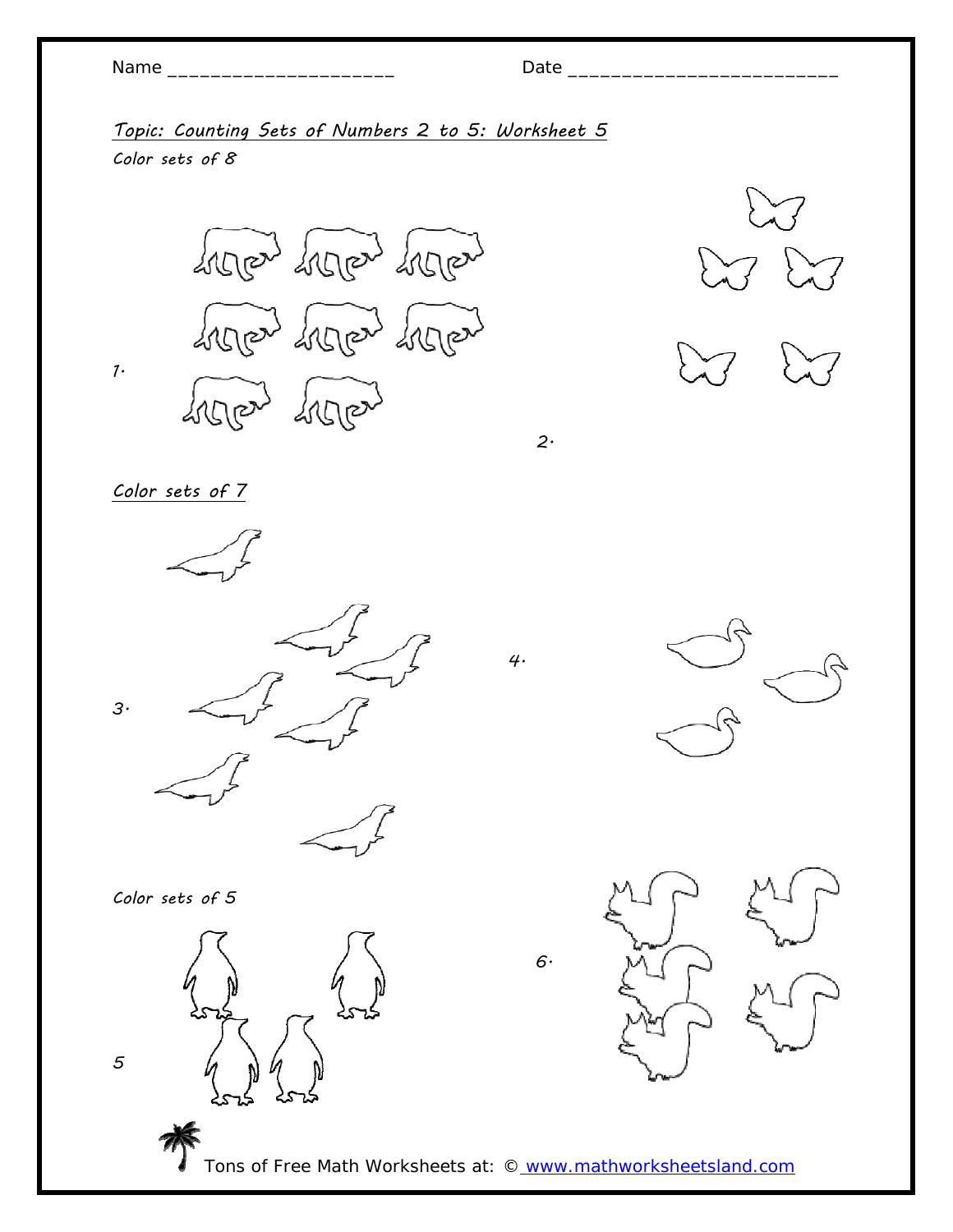Name _____________________ Date _________________________

*Topic: Counting Sets of Numbers 2 to 5: Worksheet 5*

*Color sets of 8*

1.

2.

*Color sets of 7*

3.

4.

*Color sets of 5*

5

6.

Tons of Free Math Worksheets at: © www.mathworksheetsland.com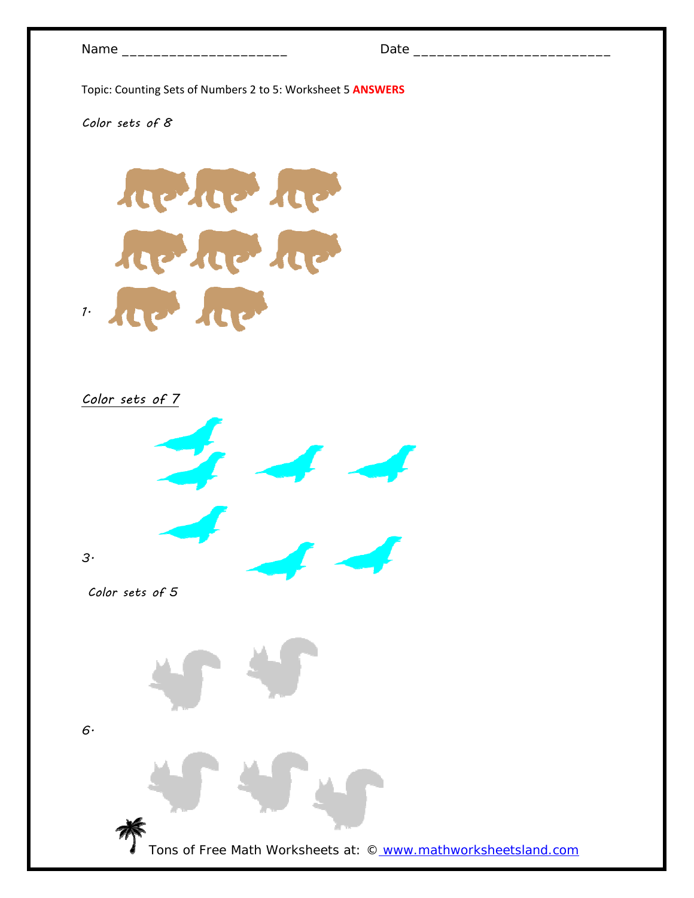Name ____________________ Date ________________________

Topic: Counting Sets of Numbers 2 to 5: Worksheet 5 **ANSWERS**

*Color sets of 8*

*1.*

*Color sets of 7*

*3.*

*Color sets of 5*

*6.*

Tons of Free Math Worksheets at: © www.mathworksheetsland.com